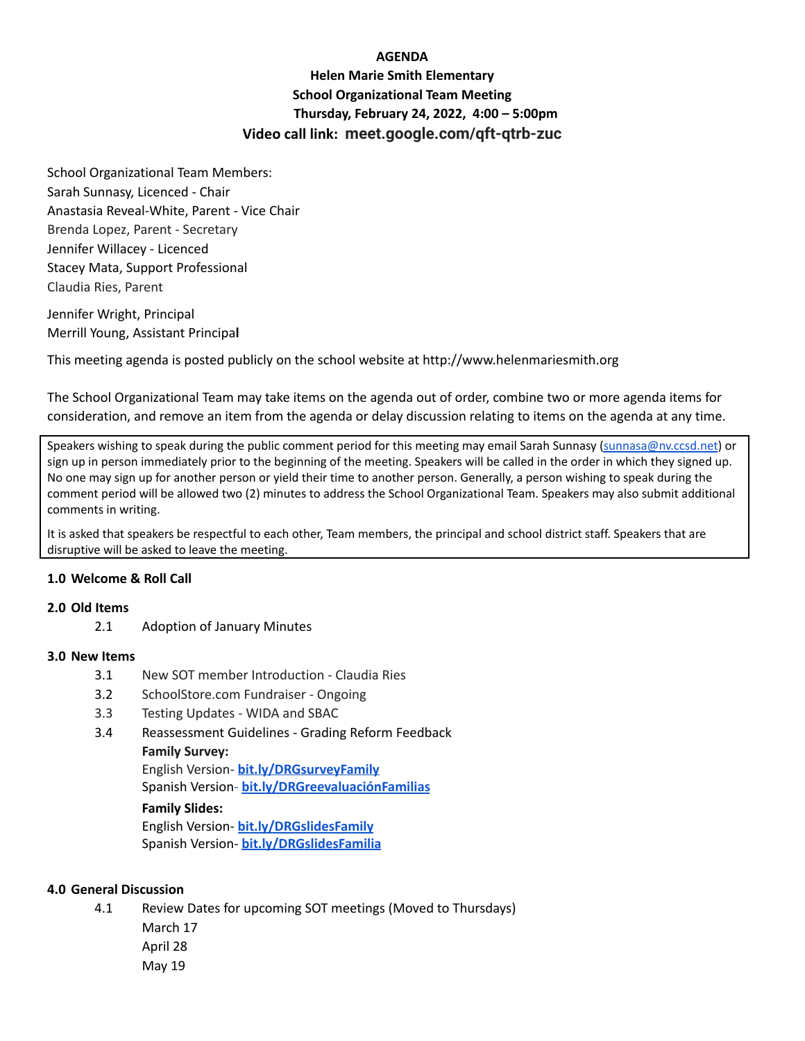**AGENDA**

**Helen Marie Smith Elementary**

**School Organizational Team Meeting**

**Thursday, February 24, 2022, 4:00 – 5:00pm**

**Video call link: meet.google.com/qft-qtrb-zuc**

School Organizational Team Members:
Sarah Sunnasy, Licenced - Chair
Anastasia Reveal-White, Parent - Vice Chair
Brenda Lopez, Parent - Secretary
Jennifer Willacey - Licenced
Stacey Mata, Support Professional
Claudia Ries, Parent

Jennifer Wright, Principal
Merrill Young, Assistant Principal

This meeting agenda is posted publicly on the school website at http://www.helenmariesmith.org

The School Organizational Team may take items on the agenda out of order, combine two or more agenda items for consideration, and remove an item from the agenda or delay discussion relating to items on the agenda at any time.

> Speakers wishing to speak during the public comment period for this meeting may email Sarah Sunnasy (sunnasa@nv.ccsd.net) or sign up in person immediately prior to the beginning of the meeting. Speakers will be called in the order in which they signed up. No one may sign up for another person or yield their time to another person. Generally, a person wishing to speak during the comment period will be allowed two (2) minutes to address the School Organizational Team. Speakers may also submit additional comments in writing.
>
> It is asked that speakers be respectful to each other, Team members, the principal and school district staff. Speakers that are disruptive will be asked to leave the meeting.

**1.0 Welcome & Roll Call**

**2.0 Old Items**

2.1 Adoption of January Minutes

**3.0 New Items**

3.1 New SOT member Introduction - Claudia Ries

3.2 SchoolStore.com Fundraiser - Ongoing

3.3 Testing Updates - WIDA and SBAC

3.4 Reassessment Guidelines - Grading Reform Feedback

**Family Survey:**
English Version- **bit.ly/DRGsurveyFamily**
Spanish Version- **bit.ly/DRGreevaluaciónFamilias**

**Family Slides:**
English Version- **bit.ly/DRGslidesFamily**
Spanish Version- **bit.ly/DRGslidesFamilia**

**4.0 General Discussion**

4.1 Review Dates for upcoming SOT meetings (Moved to Thursdays)
March 17
April 28
May 19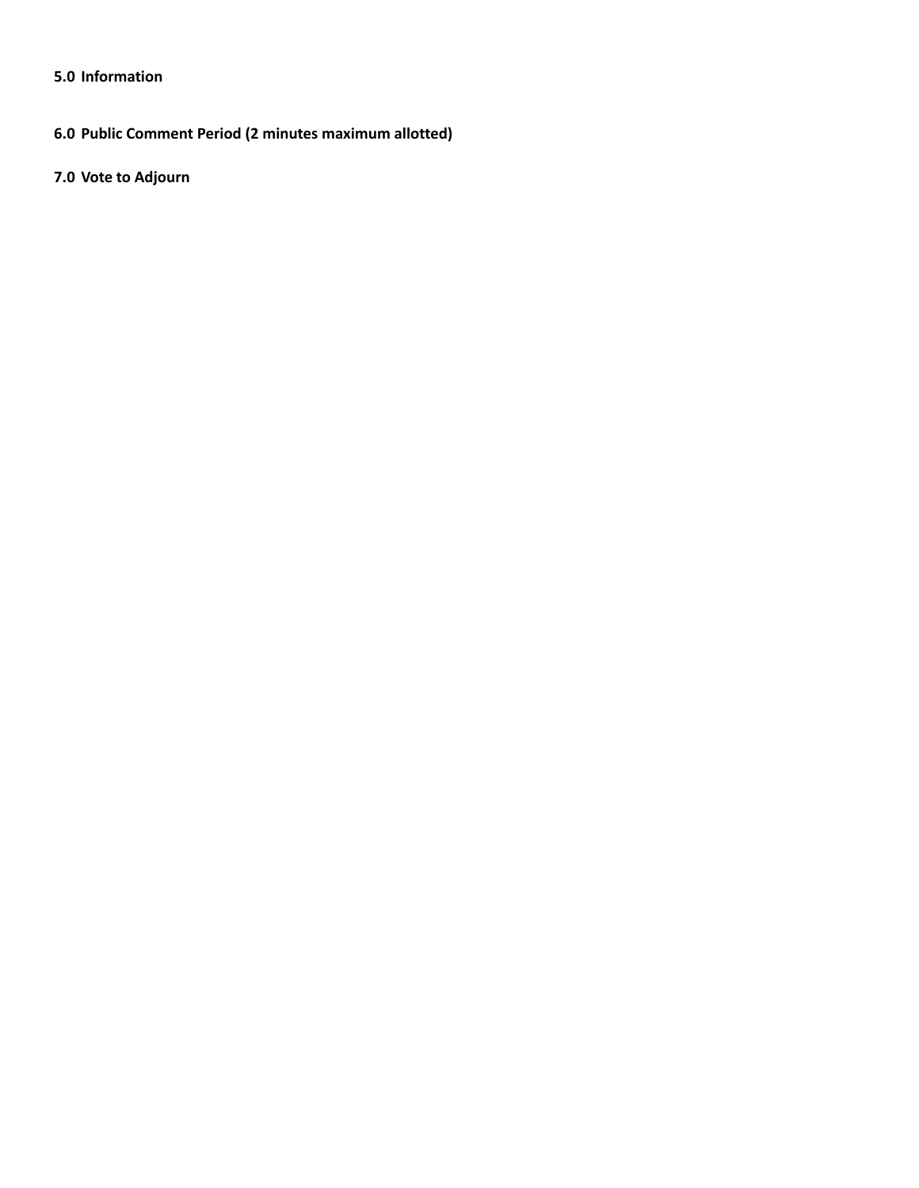**5.0 Information**

**6.0 Public Comment Period (2 minutes maximum allotted)**

**7.0 Vote to Adjourn**